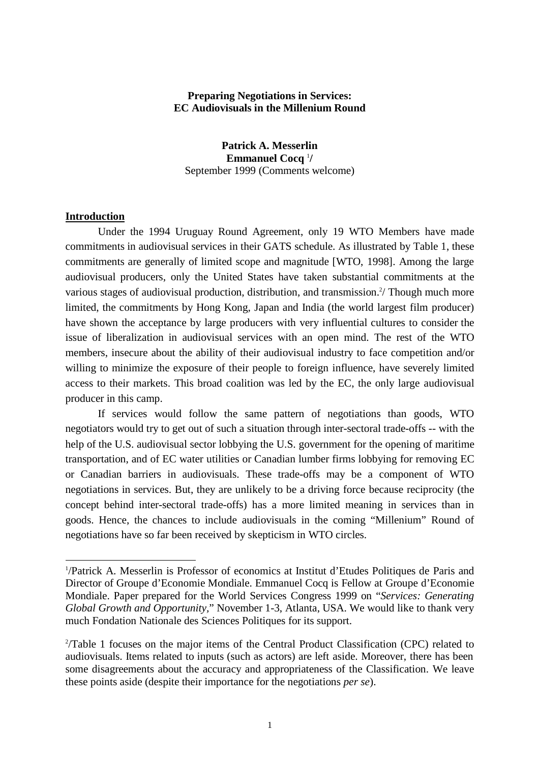**Preparing Negotiations in Services:**
**EC Audiovisuals in the Millenium Round**

**Patrick A. Messerlin**
**Emmanuel Cocq** [1]/
September 1999 (Comments welcome)

## Introduction

Under the 1994 Uruguay Round Agreement, only 19 WTO Members have made commitments in audiovisual services in their GATS schedule. As illustrated by Table 1, these commitments are generally of limited scope and magnitude [WTO, 1998]. Among the large audiovisual producers, only the United States have taken substantial commitments at the various stages of audiovisual production, distribution, and transmission.[2]/ Though much more limited, the commitments by Hong Kong, Japan and India (the world largest film producer) have shown the acceptance by large producers with very influential cultures to consider the issue of liberalization in audiovisual services with an open mind. The rest of the WTO members, insecure about the ability of their audiovisual industry to face competition and/or willing to minimize the exposure of their people to foreign influence, have severely limited access to their markets. This broad coalition was led by the EC, the only large audiovisual producer in this camp.

If services would follow the same pattern of negotiations than goods, WTO negotiators would try to get out of such a situation through inter-sectoral trade-offs -- with the help of the U.S. audiovisual sector lobbying the U.S. government for the opening of maritime transportation, and of EC water utilities or Canadian lumber firms lobbying for removing EC or Canadian barriers in audiovisuals. These trade-offs may be a component of WTO negotiations in services. But, they are unlikely to be a driving force because reciprocity (the concept behind inter-sectoral trade-offs) has a more limited meaning in services than in goods. Hence, the chances to include audiovisuals in the coming "Millenium" Round of negotiations have so far been received by skepticism in WTO circles.

---

[1]/Patrick A. Messerlin is Professor of economics at Institut d'Etudes Politiques de Paris and Director of Groupe d'Economie Mondiale. Emmanuel Cocq is Fellow at Groupe d'Economie Mondiale. Paper prepared for the World Services Congress 1999 on "*Services: Generating Global Growth and Opportunity*," November 1-3, Atlanta, USA. We would like to thank very much Fondation Nationale des Sciences Politiques for its support.

[2]/Table 1 focuses on the major items of the Central Product Classification (CPC) related to audiovisuals. Items related to inputs (such as actors) are left aside. Moreover, there has been some disagreements about the accuracy and appropriateness of the Classification. We leave these points aside (despite their importance for the negotiations *per se*).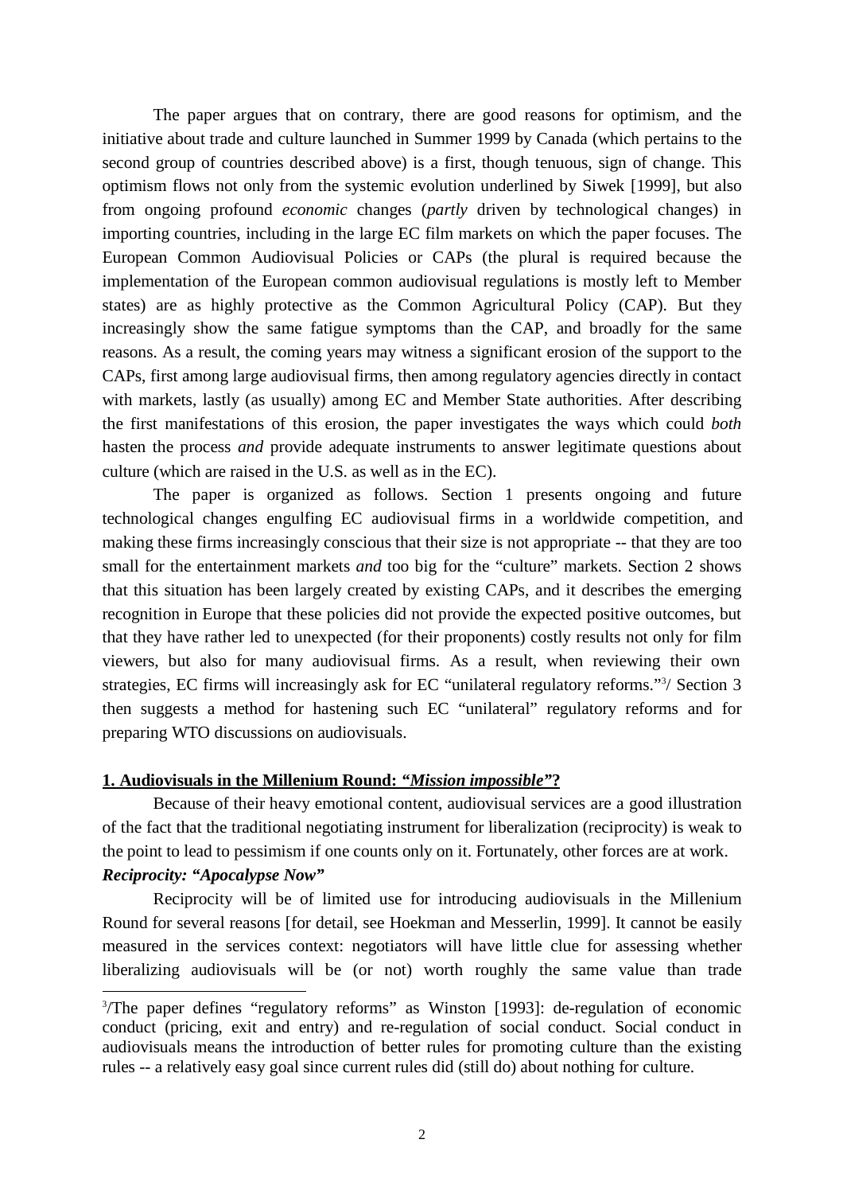The paper argues that on contrary, there are good reasons for optimism, and the initiative about trade and culture launched in Summer 1999 by Canada (which pertains to the second group of countries described above) is a first, though tenuous, sign of change. This optimism flows not only from the systemic evolution underlined by Siwek [1999], but also from ongoing profound *economic* changes (*partly* driven by technological changes) in importing countries, including in the large EC film markets on which the paper focuses. The European Common Audiovisual Policies or CAPs (the plural is required because the implementation of the European common audiovisual regulations is mostly left to Member states) are as highly protective as the Common Agricultural Policy (CAP). But they increasingly show the same fatigue symptoms than the CAP, and broadly for the same reasons. As a result, the coming years may witness a significant erosion of the support to the CAPs, first among large audiovisual firms, then among regulatory agencies directly in contact with markets, lastly (as usually) among EC and Member State authorities. After describing the first manifestations of this erosion, the paper investigates the ways which could *both* hasten the process *and* provide adequate instruments to answer legitimate questions about culture (which are raised in the U.S. as well as in the EC).

The paper is organized as follows. Section 1 presents ongoing and future technological changes engulfing EC audiovisual firms in a worldwide competition, and making these firms increasingly conscious that their size is not appropriate -- that they are too small for the entertainment markets *and* too big for the "culture" markets. Section 2 shows that this situation has been largely created by existing CAPs, and it describes the emerging recognition in Europe that these policies did not provide the expected positive outcomes, but that they have rather led to unexpected (for their proponents) costly results not only for film viewers, but also for many audiovisual firms. As a result, when reviewing their own strategies, EC firms will increasingly ask for EC "unilateral regulatory reforms."[3]/ Section 3 then suggests a method for hastening such EC "unilateral" regulatory reforms and for preparing WTO discussions on audiovisuals.

## 1. Audiovisuals in the Millenium Round: *"Mission impossible"*?

Because of their heavy emotional content, audiovisual services are a good illustration of the fact that the traditional negotiating instrument for liberalization (reciprocity) is weak to the point to lead to pessimism if one counts only on it. Fortunately, other forces are at work.

***Reciprocity: "Apocalypse Now"***

Reciprocity will be of limited use for introducing audiovisuals in the Millenium Round for several reasons [for detail, see Hoekman and Messerlin, 1999]. It cannot be easily measured in the services context: negotiators will have little clue for assessing whether liberalizing audiovisuals will be (or not) worth roughly the same value than trade

[3]/The paper defines "regulatory reforms" as Winston [1993]: de-regulation of economic conduct (pricing, exit and entry) and re-regulation of social conduct. Social conduct in audiovisuals means the introduction of better rules for promoting culture than the existing rules -- a relatively easy goal since current rules did (still do) about nothing for culture.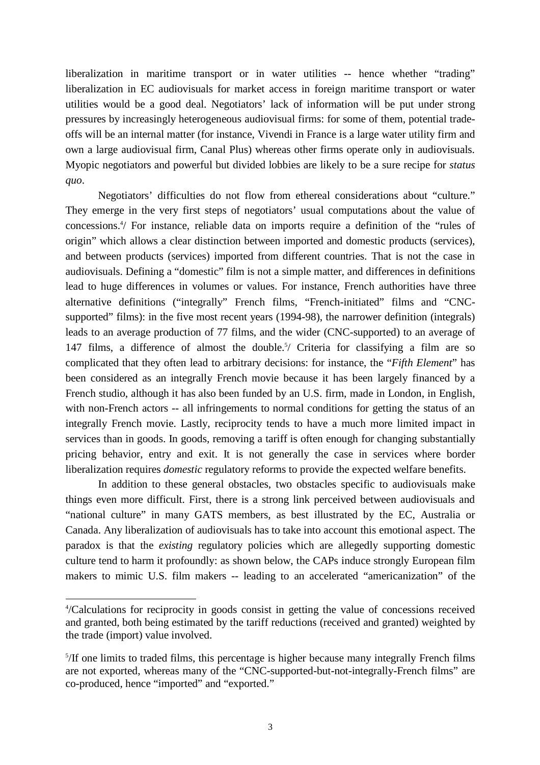liberalization in maritime transport or in water utilities -- hence whether "trading" liberalization in EC audiovisuals for market access in foreign maritime transport or water utilities would be a good deal. Negotiators' lack of information will be put under strong pressures by increasingly heterogeneous audiovisual firms: for some of them, potential trade-offs will be an internal matter (for instance, Vivendi in France is a large water utility firm and own a large audiovisual firm, Canal Plus) whereas other firms operate only in audiovisuals. Myopic negotiators and powerful but divided lobbies are likely to be a sure recipe for *status quo*.

Negotiators' difficulties do not flow from ethereal considerations about "culture." They emerge in the very first steps of negotiators' usual computations about the value of concessions.[4]/ For instance, reliable data on imports require a definition of the "rules of origin" which allows a clear distinction between imported and domestic products (services), and between products (services) imported from different countries. That is not the case in audiovisuals. Defining a "domestic" film is not a simple matter, and differences in definitions lead to huge differences in volumes or values. For instance, French authorities have three alternative definitions ("integrally" French films, "French-initiated" films and "CNC-supported" films): in the five most recent years (1994-98), the narrower definition (integrals) leads to an average production of 77 films, and the wider (CNC-supported) to an average of 147 films, a difference of almost the double.[5]/ Criteria for classifying a film are so complicated that they often lead to arbitrary decisions: for instance, the "*Fifth Element*" has been considered as an integrally French movie because it has been largely financed by a French studio, although it has also been funded by an U.S. firm, made in London, in English, with non-French actors -- all infringements to normal conditions for getting the status of an integrally French movie. Lastly, reciprocity tends to have a much more limited impact in services than in goods. In goods, removing a tariff is often enough for changing substantially pricing behavior, entry and exit. It is not generally the case in services where border liberalization requires *domestic* regulatory reforms to provide the expected welfare benefits.

In addition to these general obstacles, two obstacles specific to audiovisuals make things even more difficult. First, there is a strong link perceived between audiovisuals and "national culture" in many GATS members, as best illustrated by the EC, Australia or Canada. Any liberalization of audiovisuals has to take into account this emotional aspect. The paradox is that the *existing* regulatory policies which are allegedly supporting domestic culture tend to harm it profoundly: as shown below, the CAPs induce strongly European film makers to mimic U.S. film makers -- leading to an accelerated "americanization" of the

---

[4]/Calculations for reciprocity in goods consist in getting the value of concessions received and granted, both being estimated by the tariff reductions (received and granted) weighted by the trade (import) value involved.

[5]/If one limits to traded films, this percentage is higher because many integrally French films are not exported, whereas many of the "CNC-supported-but-not-integrally-French films" are co-produced, hence "imported" and "exported."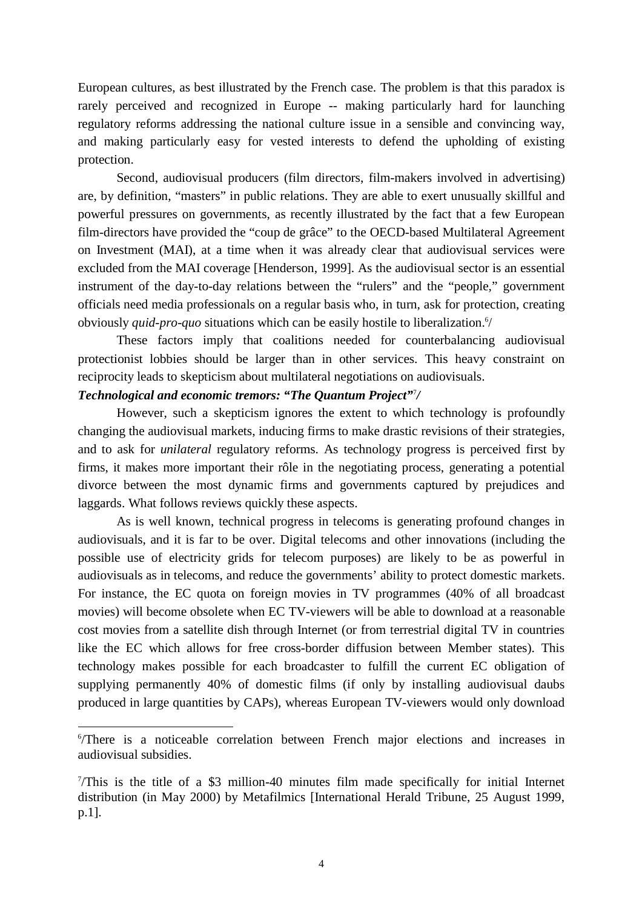European cultures, as best illustrated by the French case. The problem is that this paradox is rarely perceived and recognized in Europe -- making particularly hard for launching regulatory reforms addressing the national culture issue in a sensible and convincing way, and making particularly easy for vested interests to defend the upholding of existing protection.

Second, audiovisual producers (film directors, film-makers involved in advertising) are, by definition, "masters" in public relations. They are able to exert unusually skillful and powerful pressures on governments, as recently illustrated by the fact that a few European film-directors have provided the "coup de grâce" to the OECD-based Multilateral Agreement on Investment (MAI), at a time when it was already clear that audiovisual services were excluded from the MAI coverage [Henderson, 1999]. As the audiovisual sector is an essential instrument of the day-to-day relations between the "rulers" and the "people," government officials need media professionals on a regular basis who, in turn, ask for protection, creating obviously *quid-pro-quo* situations which can be easily hostile to liberalization.[6]/

These factors imply that coalitions needed for counterbalancing audiovisual protectionist lobbies should be larger than in other services. This heavy constraint on reciprocity leads to skepticism about multilateral negotiations on audiovisuals.

***Technological and economic tremors: "The Quantum Project"[7]/***

However, such a skepticism ignores the extent to which technology is profoundly changing the audiovisual markets, inducing firms to make drastic revisions of their strategies, and to ask for *unilateral* regulatory reforms. As technology progress is perceived first by firms, it makes more important their rôle in the negotiating process, generating a potential divorce between the most dynamic firms and governments captured by prejudices and laggards. What follows reviews quickly these aspects.

As is well known, technical progress in telecoms is generating profound changes in audiovisuals, and it is far to be over. Digital telecoms and other innovations (including the possible use of electricity grids for telecom purposes) are likely to be as powerful in audiovisuals as in telecoms, and reduce the governments' ability to protect domestic markets. For instance, the EC quota on foreign movies in TV programmes (40% of all broadcast movies) will become obsolete when EC TV-viewers will be able to download at a reasonable cost movies from a satellite dish through Internet (or from terrestrial digital TV in countries like the EC which allows for free cross-border diffusion between Member states). This technology makes possible for each broadcaster to fulfill the current EC obligation of supplying permanently 40% of domestic films (if only by installing audiovisual daubs produced in large quantities by CAPs), whereas European TV-viewers would only download

---

[6]/There is a noticeable correlation between French major elections and increases in audiovisual subsidies.

[7]/This is the title of a $3 million-40 minutes film made specifically for initial Internet distribution (in May 2000) by Metafilmics [International Herald Tribune, 25 August 1999, p.1].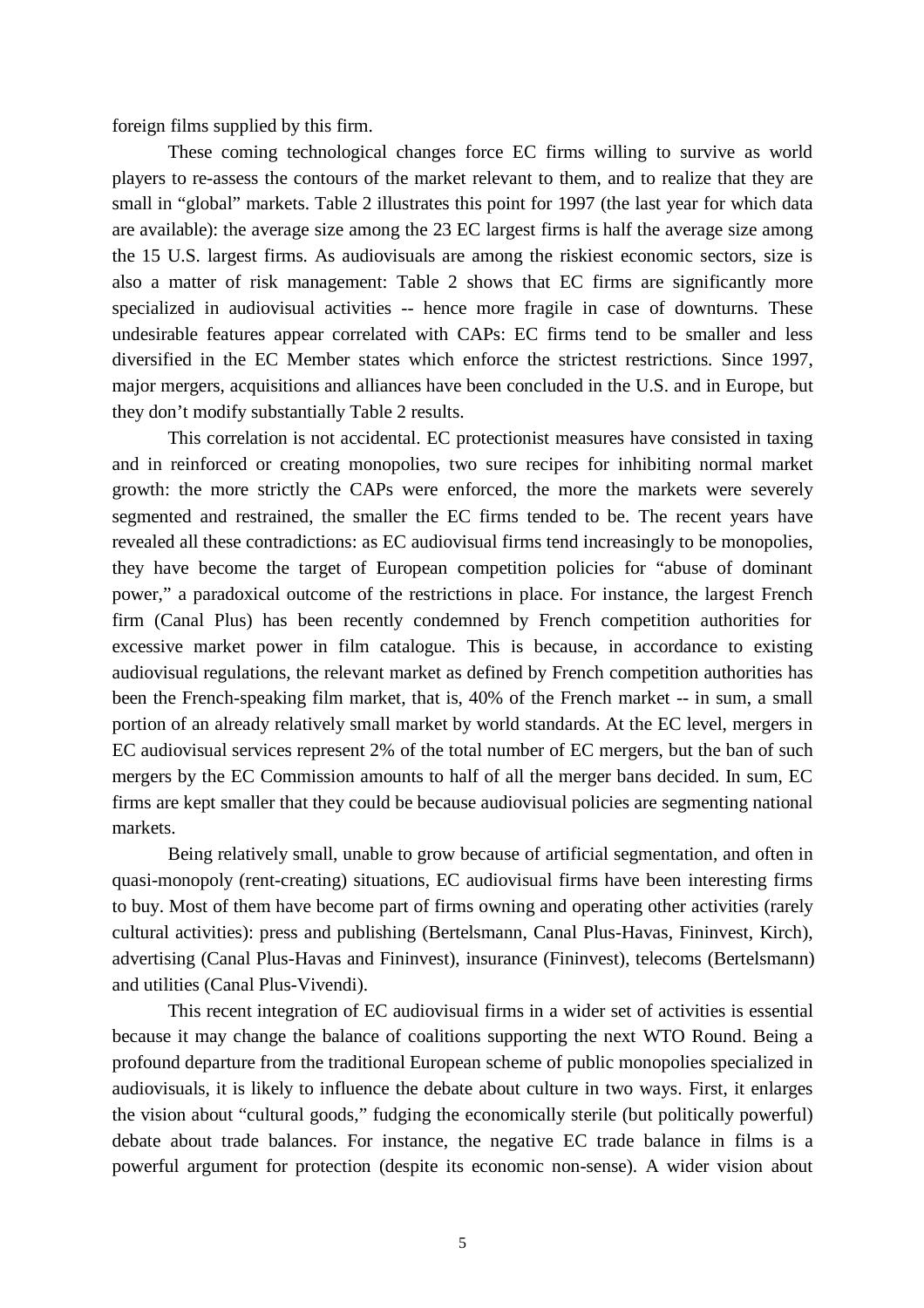foreign films supplied by this firm.

These coming technological changes force EC firms willing to survive as world players to re-assess the contours of the market relevant to them, and to realize that they are small in "global" markets. Table 2 illustrates this point for 1997 (the last year for which data are available): the average size among the 23 EC largest firms is half the average size among the 15 U.S. largest firms. As audiovisuals are among the riskiest economic sectors, size is also a matter of risk management: Table 2 shows that EC firms are significantly more specialized in audiovisual activities -- hence more fragile in case of downturns. These undesirable features appear correlated with CAPs: EC firms tend to be smaller and less diversified in the EC Member states which enforce the strictest restrictions. Since 1997, major mergers, acquisitions and alliances have been concluded in the U.S. and in Europe, but they don't modify substantially Table 2 results.

This correlation is not accidental. EC protectionist measures have consisted in taxing and in reinforced or creating monopolies, two sure recipes for inhibiting normal market growth: the more strictly the CAPs were enforced, the more the markets were severely segmented and restrained, the smaller the EC firms tended to be. The recent years have revealed all these contradictions: as EC audiovisual firms tend increasingly to be monopolies, they have become the target of European competition policies for "abuse of dominant power," a paradoxical outcome of the restrictions in place. For instance, the largest French firm (Canal Plus) has been recently condemned by French competition authorities for excessive market power in film catalogue. This is because, in accordance to existing audiovisual regulations, the relevant market as defined by French competition authorities has been the French-speaking film market, that is, 40% of the French market -- in sum, a small portion of an already relatively small market by world standards. At the EC level, mergers in EC audiovisual services represent 2% of the total number of EC mergers, but the ban of such mergers by the EC Commission amounts to half of all the merger bans decided. In sum, EC firms are kept smaller that they could be because audiovisual policies are segmenting national markets.

Being relatively small, unable to grow because of artificial segmentation, and often in quasi-monopoly (rent-creating) situations, EC audiovisual firms have been interesting firms to buy. Most of them have become part of firms owning and operating other activities (rarely cultural activities): press and publishing (Bertelsmann, Canal Plus-Havas, Fininvest, Kirch), advertising (Canal Plus-Havas and Fininvest), insurance (Fininvest), telecoms (Bertelsmann) and utilities (Canal Plus-Vivendi).

This recent integration of EC audiovisual firms in a wider set of activities is essential because it may change the balance of coalitions supporting the next WTO Round. Being a profound departure from the traditional European scheme of public monopolies specialized in audiovisuals, it is likely to influence the debate about culture in two ways. First, it enlarges the vision about "cultural goods," fudging the economically sterile (but politically powerful) debate about trade balances. For instance, the negative EC trade balance in films is a powerful argument for protection (despite its economic non-sense). A wider vision about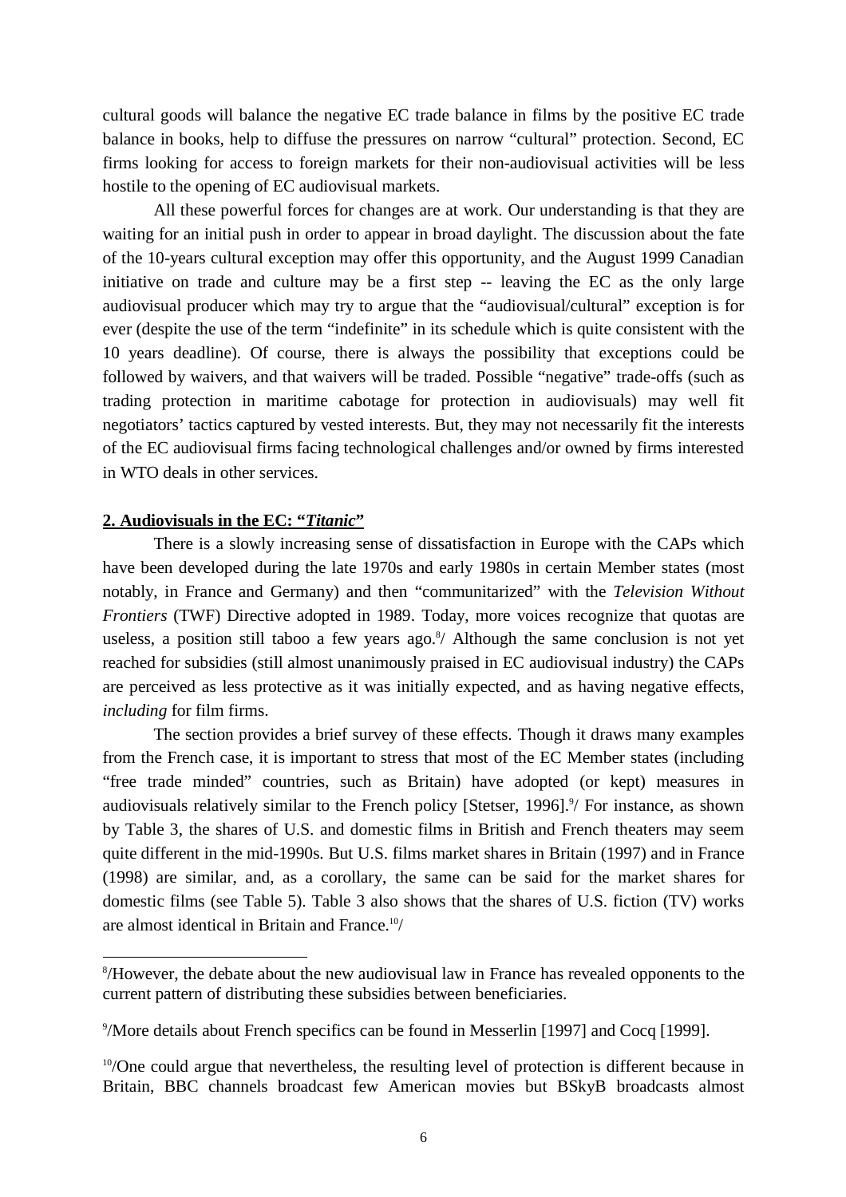cultural goods will balance the negative EC trade balance in films by the positive EC trade balance in books, help to diffuse the pressures on narrow "cultural" protection. Second, EC firms looking for access to foreign markets for their non-audiovisual activities will be less hostile to the opening of EC audiovisual markets.

All these powerful forces for changes are at work. Our understanding is that they are waiting for an initial push in order to appear in broad daylight. The discussion about the fate of the 10-years cultural exception may offer this opportunity, and the August 1999 Canadian initiative on trade and culture may be a first step -- leaving the EC as the only large audiovisual producer which may try to argue that the "audiovisual/cultural" exception is for ever (despite the use of the term "indefinite" in its schedule which is quite consistent with the 10 years deadline). Of course, there is always the possibility that exceptions could be followed by waivers, and that waivers will be traded. Possible "negative" trade-offs (such as trading protection in maritime cabotage for protection in audiovisuals) may well fit negotiators' tactics captured by vested interests. But, they may not necessarily fit the interests of the EC audiovisual firms facing technological challenges and/or owned by firms interested in WTO deals in other services.

## 2. Audiovisuals in the EC: "*Titanic*"

There is a slowly increasing sense of dissatisfaction in Europe with the CAPs which have been developed during the late 1970s and early 1980s in certain Member states (most notably, in France and Germany) and then "communitarized" with the *Television Without Frontiers* (TWF) Directive adopted in 1989. Today, more voices recognize that quotas are useless, a position still taboo a few years ago.[8]/ Although the same conclusion is not yet reached for subsidies (still almost unanimously praised in EC audiovisual industry) the CAPs are perceived as less protective as it was initially expected, and as having negative effects, *including* for film firms.

The section provides a brief survey of these effects. Though it draws many examples from the French case, it is important to stress that most of the EC Member states (including "free trade minded" countries, such as Britain) have adopted (or kept) measures in audiovisuals relatively similar to the French policy [Stetser, 1996].[9]/ For instance, as shown by Table 3, the shares of U.S. and domestic films in British and French theaters may seem quite different in the mid-1990s. But U.S. films market shares in Britain (1997) and in France (1998) are similar, and, as a corollary, the same can be said for the market shares for domestic films (see Table 5). Table 3 also shows that the shares of U.S. fiction (TV) works are almost identical in Britain and France.[10]/

---

[8]/However, the debate about the new audiovisual law in France has revealed opponents to the current pattern of distributing these subsidies between beneficiaries.

[9]/More details about French specifics can be found in Messerlin [1997] and Cocq [1999].

[10]/One could argue that nevertheless, the resulting level of protection is different because in Britain, BBC channels broadcast few American movies but BSkyB broadcasts almost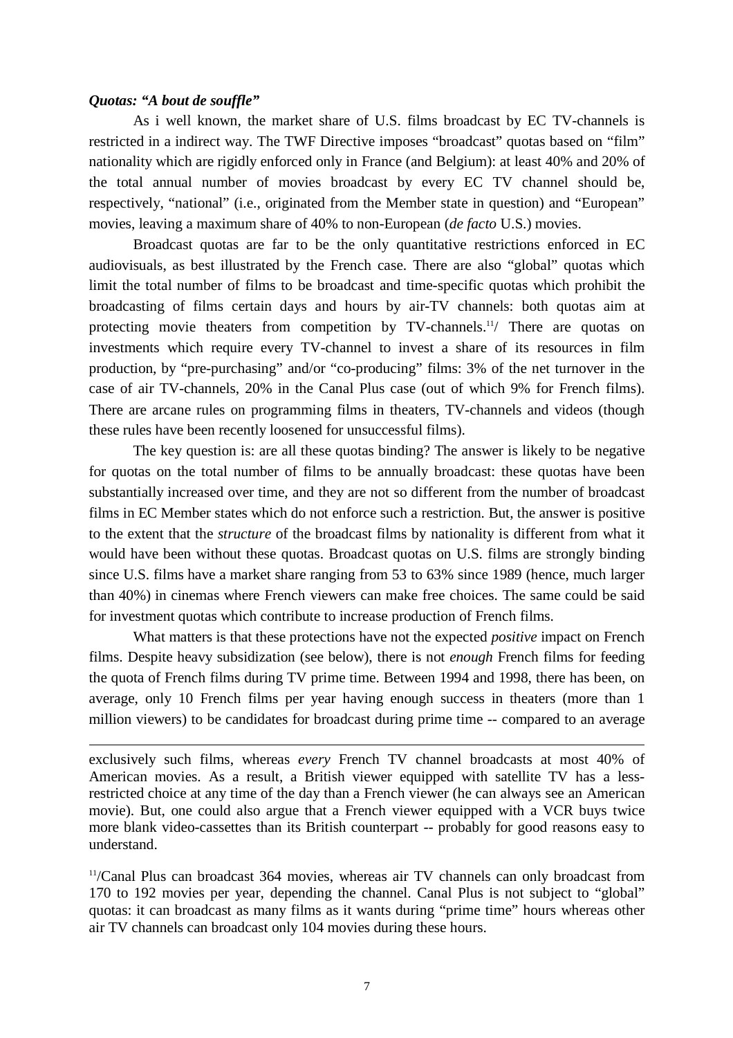***Quotas: "A bout de souffle"***

As i well known, the market share of U.S. films broadcast by EC TV-channels is restricted in a indirect way. The TWF Directive imposes "broadcast" quotas based on "film" nationality which are rigidly enforced only in France (and Belgium): at least 40% and 20% of the total annual number of movies broadcast by every EC TV channel should be, respectively, "national" (i.e., originated from the Member state in question) and "European" movies, leaving a maximum share of 40% to non-European (*de facto* U.S.) movies.

Broadcast quotas are far to be the only quantitative restrictions enforced in EC audiovisuals, as best illustrated by the French case. There are also "global" quotas which limit the total number of films to be broadcast and time-specific quotas which prohibit the broadcasting of films certain days and hours by air-TV channels: both quotas aim at protecting movie theaters from competition by TV-channels.[11]/ There are quotas on investments which require every TV-channel to invest a share of its resources in film production, by "pre-purchasing" and/or "co-producing" films: 3% of the net turnover in the case of air TV-channels, 20% in the Canal Plus case (out of which 9% for French films). There are arcane rules on programming films in theaters, TV-channels and videos (though these rules have been recently loosened for unsuccessful films).

The key question is: are all these quotas binding? The answer is likely to be negative for quotas on the total number of films to be annually broadcast: these quotas have been substantially increased over time, and they are not so different from the number of broadcast films in EC Member states which do not enforce such a restriction. But, the answer is positive to the extent that the *structure* of the broadcast films by nationality is different from what it would have been without these quotas. Broadcast quotas on U.S. films are strongly binding since U.S. films have a market share ranging from 53 to 63% since 1989 (hence, much larger than 40%) in cinemas where French viewers can make free choices. The same could be said for investment quotas which contribute to increase production of French films.

What matters is that these protections have not the expected *positive* impact on French films. Despite heavy subsidization (see below), there is not *enough* French films for feeding the quota of French films during TV prime time. Between 1994 and 1998, there has been, on average, only 10 French films per year having enough success in theaters (more than 1 million viewers) to be candidates for broadcast during prime time -- compared to an average

---

exclusively such films, whereas *every* French TV channel broadcasts at most 40% of American movies. As a result, a British viewer equipped with satellite TV has a less-restricted choice at any time of the day than a French viewer (he can always see an American movie). But, one could also argue that a French viewer equipped with a VCR buys twice more blank video-cassettes than its British counterpart -- probably for good reasons easy to understand.

[11]/Canal Plus can broadcast 364 movies, whereas air TV channels can only broadcast from 170 to 192 movies per year, depending the channel. Canal Plus is not subject to "global" quotas: it can broadcast as many films as it wants during "prime time" hours whereas other air TV channels can broadcast only 104 movies during these hours.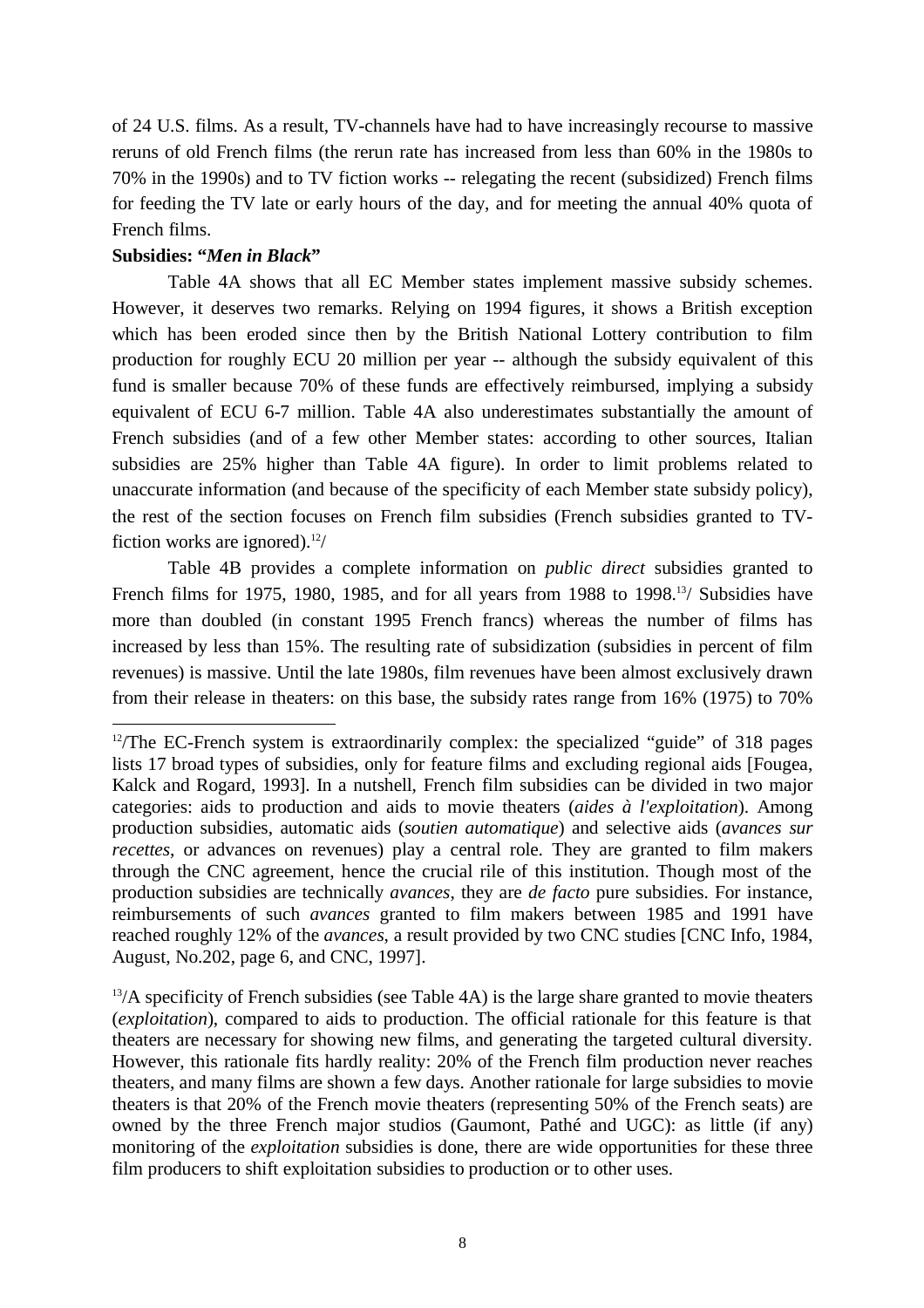of 24 U.S. films. As a result, TV-channels have had to have increasingly recourse to massive reruns of old French films (the rerun rate has increased from less than 60% in the 1980s to 70% in the 1990s) and to TV fiction works -- relegating the recent (subsidized) French films for feeding the TV late or early hours of the day, and for meeting the annual 40% quota of French films.

**Subsidies: "*Men in Black*"**

Table 4A shows that all EC Member states implement massive subsidy schemes. However, it deserves two remarks. Relying on 1994 figures, it shows a British exception which has been eroded since then by the British National Lottery contribution to film production for roughly ECU 20 million per year -- although the subsidy equivalent of this fund is smaller because 70% of these funds are effectively reimbursed, implying a subsidy equivalent of ECU 6-7 million. Table 4A also underestimates substantially the amount of French subsidies (and of a few other Member states: according to other sources, Italian subsidies are 25% higher than Table 4A figure). In order to limit problems related to unaccurate information (and because of the specificity of each Member state subsidy policy), the rest of the section focuses on French film subsidies (French subsidies granted to TV-fiction works are ignored).[12]/

Table 4B provides a complete information on *public direct* subsidies granted to French films for 1975, 1980, 1985, and for all years from 1988 to 1998.[13]/ Subsidies have more than doubled (in constant 1995 French francs) whereas the number of films has increased by less than 15%. The resulting rate of subsidization (subsidies in percent of film revenues) is massive. Until the late 1980s, film revenues have been almost exclusively drawn from their release in theaters: on this base, the subsidy rates range from 16% (1975) to 70%

---

[12]/The EC-French system is extraordinarily complex: the specialized "guide" of 318 pages lists 17 broad types of subsidies, only for feature films and excluding regional aids [Fougea, Kalck and Rogard, 1993]. In a nutshell, French film subsidies can be divided in two major categories: aids to production and aids to movie theaters (*aides à l'exploitation*). Among production subsidies, automatic aids (*soutien automatique*) and selective aids (*avances sur recettes*, or advances on revenues) play a central role. They are granted to film makers through the CNC agreement, hence the crucial rile of this institution. Though most of the production subsidies are technically *avances*, they are *de facto* pure subsidies. For instance, reimbursements of such *avances* granted to film makers between 1985 and 1991 have reached roughly 12% of the *avances*, a result provided by two CNC studies [CNC Info, 1984, August, No.202, page 6, and CNC, 1997].

[13]/A specificity of French subsidies (see Table 4A) is the large share granted to movie theaters (*exploitation*), compared to aids to production. The official rationale for this feature is that theaters are necessary for showing new films, and generating the targeted cultural diversity. However, this rationale fits hardly reality: 20% of the French film production never reaches theaters, and many films are shown a few days. Another rationale for large subsidies to movie theaters is that 20% of the French movie theaters (representing 50% of the French seats) are owned by the three French major studios (Gaumont, Pathé and UGC): as little (if any) monitoring of the *exploitation* subsidies is done, there are wide opportunities for these three film producers to shift exploitation subsidies to production or to other uses.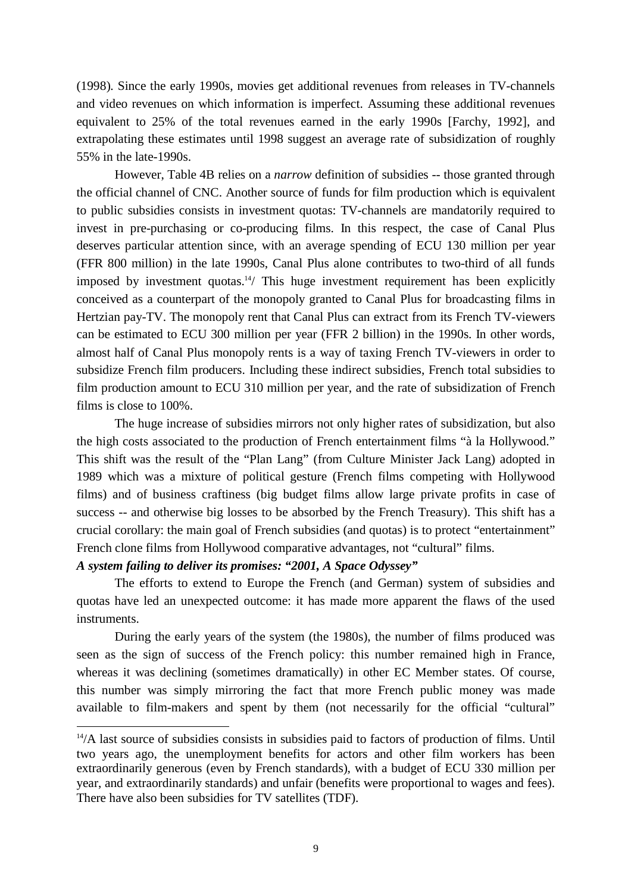(1998). Since the early 1990s, movies get additional revenues from releases in TV-channels and video revenues on which information is imperfect. Assuming these additional revenues equivalent to 25% of the total revenues earned in the early 1990s [Farchy, 1992], and extrapolating these estimates until 1998 suggest an average rate of subsidization of roughly 55% in the late-1990s.

However, Table 4B relies on a *narrow* definition of subsidies -- those granted through the official channel of CNC. Another source of funds for film production which is equivalent to public subsidies consists in investment quotas: TV-channels are mandatorily required to invest in pre-purchasing or co-producing films. In this respect, the case of Canal Plus deserves particular attention since, with an average spending of ECU 130 million per year (FFR 800 million) in the late 1990s, Canal Plus alone contributes to two-third of all funds imposed by investment quotas.[14]/ This huge investment requirement has been explicitly conceived as a counterpart of the monopoly granted to Canal Plus for broadcasting films in Hertzian pay-TV. The monopoly rent that Canal Plus can extract from its French TV-viewers can be estimated to ECU 300 million per year (FFR 2 billion) in the 1990s. In other words, almost half of Canal Plus monopoly rents is a way of taxing French TV-viewers in order to subsidize French film producers. Including these indirect subsidies, French total subsidies to film production amount to ECU 310 million per year, and the rate of subsidization of French films is close to 100%.

The huge increase of subsidies mirrors not only higher rates of subsidization, but also the high costs associated to the production of French entertainment films "à la Hollywood." This shift was the result of the "Plan Lang" (from Culture Minister Jack Lang) adopted in 1989 which was a mixture of political gesture (French films competing with Hollywood films) and of business craftiness (big budget films allow large private profits in case of success -- and otherwise big losses to be absorbed by the French Treasury). This shift has a crucial corollary: the main goal of French subsidies (and quotas) is to protect "entertainment" French clone films from Hollywood comparative advantages, not "cultural" films.

***A system failing to deliver its promises: "2001, A Space Odyssey"***

The efforts to extend to Europe the French (and German) system of subsidies and quotas have led an unexpected outcome: it has made more apparent the flaws of the used instruments.

During the early years of the system (the 1980s), the number of films produced was seen as the sign of success of the French policy: this number remained high in France, whereas it was declining (sometimes dramatically) in other EC Member states. Of course, this number was simply mirroring the fact that more French public money was made available to film-makers and spent by them (not necessarily for the official "cultural"

---

[14]/A last source of subsidies consists in subsidies paid to factors of production of films. Until two years ago, the unemployment benefits for actors and other film workers has been extraordinarily generous (even by French standards), with a budget of ECU 330 million per year, and extraordinarily standards) and unfair (benefits were proportional to wages and fees). There have also been subsidies for TV satellites (TDF).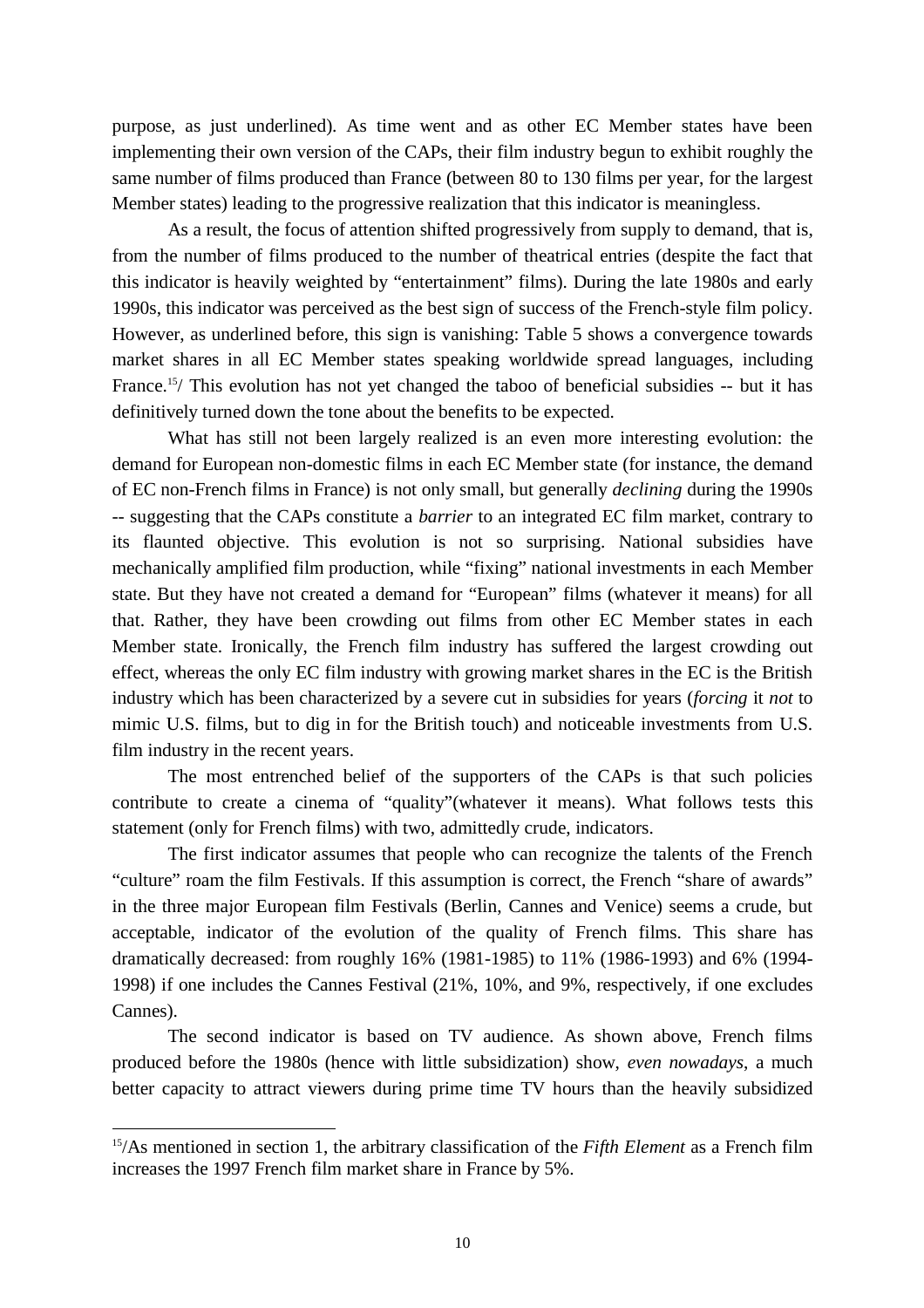purpose, as just underlined). As time went and as other EC Member states have been implementing their own version of the CAPs, their film industry begun to exhibit roughly the same number of films produced than France (between 80 to 130 films per year, for the largest Member states) leading to the progressive realization that this indicator is meaningless.

As a result, the focus of attention shifted progressively from supply to demand, that is, from the number of films produced to the number of theatrical entries (despite the fact that this indicator is heavily weighted by "entertainment" films). During the late 1980s and early 1990s, this indicator was perceived as the best sign of success of the French-style film policy. However, as underlined before, this sign is vanishing: Table 5 shows a convergence towards market shares in all EC Member states speaking worldwide spread languages, including France.[15]/ This evolution has not yet changed the taboo of beneficial subsidies -- but it has definitively turned down the tone about the benefits to be expected.

What has still not been largely realized is an even more interesting evolution: the demand for European non-domestic films in each EC Member state (for instance, the demand of EC non-French films in France) is not only small, but generally *declining* during the 1990s -- suggesting that the CAPs constitute a *barrier* to an integrated EC film market, contrary to its flaunted objective. This evolution is not so surprising. National subsidies have mechanically amplified film production, while "fixing" national investments in each Member state. But they have not created a demand for "European" films (whatever it means) for all that. Rather, they have been crowding out films from other EC Member states in each Member state. Ironically, the French film industry has suffered the largest crowding out effect, whereas the only EC film industry with growing market shares in the EC is the British industry which has been characterized by a severe cut in subsidies for years (*forcing* it *not* to mimic U.S. films, but to dig in for the British touch) and noticeable investments from U.S. film industry in the recent years.

The most entrenched belief of the supporters of the CAPs is that such policies contribute to create a cinema of "quality"(whatever it means). What follows tests this statement (only for French films) with two, admittedly crude, indicators.

The first indicator assumes that people who can recognize the talents of the French "culture" roam the film Festivals. If this assumption is correct, the French "share of awards" in the three major European film Festivals (Berlin, Cannes and Venice) seems a crude, but acceptable, indicator of the evolution of the quality of French films. This share has dramatically decreased: from roughly 16% (1981-1985) to 11% (1986-1993) and 6% (1994-1998) if one includes the Cannes Festival (21%, 10%, and 9%, respectively, if one excludes Cannes).

The second indicator is based on TV audience. As shown above, French films produced before the 1980s (hence with little subsidization) show, *even nowadays*, a much better capacity to attract viewers during prime time TV hours than the heavily subsidized

[15]/As mentioned in section 1, the arbitrary classification of the *Fifth Element* as a French film increases the 1997 French film market share in France by 5%.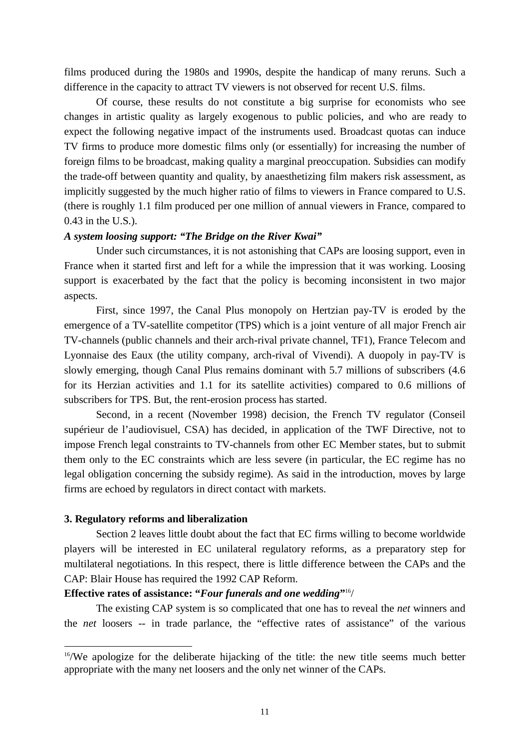films produced during the 1980s and 1990s, despite the handicap of many reruns. Such a difference in the capacity to attract TV viewers is not observed for recent U.S. films.

Of course, these results do not constitute a big surprise for economists who see changes in artistic quality as largely exogenous to public policies, and who are ready to expect the following negative impact of the instruments used. Broadcast quotas can induce TV firms to produce more domestic films only (or essentially) for increasing the number of foreign films to be broadcast, making quality a marginal preoccupation. Subsidies can modify the trade-off between quantity and quality, by anaesthetizing film makers risk assessment, as implicitly suggested by the much higher ratio of films to viewers in France compared to U.S. (there is roughly 1.1 film produced per one million of annual viewers in France, compared to 0.43 in the U.S.).

***A system loosing support: "The Bridge on the River Kwai"***

Under such circumstances, it is not astonishing that CAPs are loosing support, even in France when it started first and left for a while the impression that it was working. Loosing support is exacerbated by the fact that the policy is becoming inconsistent in two major aspects.

First, since 1997, the Canal Plus monopoly on Hertzian pay-TV is eroded by the emergence of a TV-satellite competitor (TPS) which is a joint venture of all major French air TV-channels (public channels and their arch-rival private channel, TF1), France Telecom and Lyonnaise des Eaux (the utility company, arch-rival of Vivendi). A duopoly in pay-TV is slowly emerging, though Canal Plus remains dominant with 5.7 millions of subscribers (4.6 for its Herzian activities and 1.1 for its satellite activities) compared to 0.6 millions of subscribers for TPS. But, the rent-erosion process has started.

Second, in a recent (November 1998) decision, the French TV regulator (Conseil supérieur de l'audiovisuel, CSA) has decided, in application of the TWF Directive, not to impose French legal constraints to TV-channels from other EC Member states, but to submit them only to the EC constraints which are less severe (in particular, the EC regime has no legal obligation concerning the subsidy regime). As said in the introduction, moves by large firms are echoed by regulators in direct contact with markets.

## 3. Regulatory reforms and liberalization

Section 2 leaves little doubt about the fact that EC firms willing to become worldwide players will be interested in EC unilateral regulatory reforms, as a preparatory step for multilateral negotiations. In this respect, there is little difference between the CAPs and the CAP: Blair House has required the 1992 CAP Reform.

**Effective rates of assistance: "*Four funerals and one wedding*"**[16]/

The existing CAP system is so complicated that one has to reveal the *net* winners and the *net* loosers -- in trade parlance, the "effective rates of assistance" of the various

[16]/We apologize for the deliberate hijacking of the title: the new title seems much better appropriate with the many net loosers and the only net winner of the CAPs.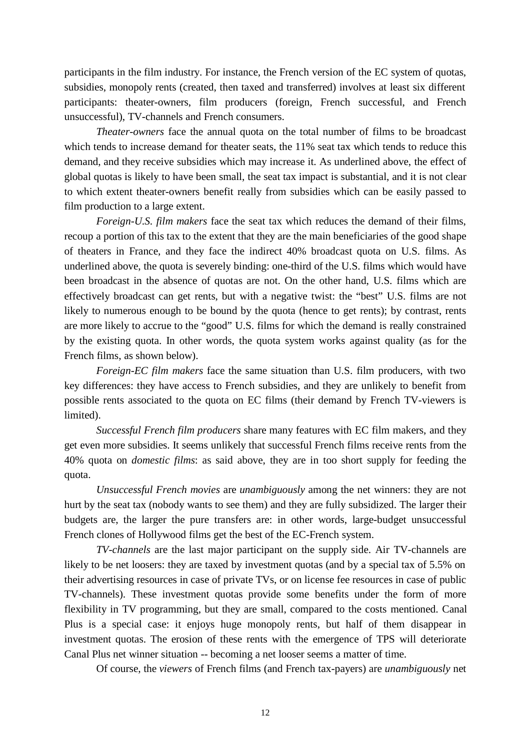participants in the film industry. For instance, the French version of the EC system of quotas, subsidies, monopoly rents (created, then taxed and transferred) involves at least six different participants: theater-owners, film producers (foreign, French successful, and French unsuccessful), TV-channels and French consumers.

*Theater-owners* face the annual quota on the total number of films to be broadcast which tends to increase demand for theater seats, the 11% seat tax which tends to reduce this demand, and they receive subsidies which may increase it. As underlined above, the effect of global quotas is likely to have been small, the seat tax impact is substantial, and it is not clear to which extent theater-owners benefit really from subsidies which can be easily passed to film production to a large extent.

*Foreign-U.S. film makers* face the seat tax which reduces the demand of their films, recoup a portion of this tax to the extent that they are the main beneficiaries of the good shape of theaters in France, and they face the indirect 40% broadcast quota on U.S. films. As underlined above, the quota is severely binding: one-third of the U.S. films which would have been broadcast in the absence of quotas are not. On the other hand, U.S. films which are effectively broadcast can get rents, but with a negative twist: the "best" U.S. films are not likely to numerous enough to be bound by the quota (hence to get rents); by contrast, rents are more likely to accrue to the "good" U.S. films for which the demand is really constrained by the existing quota. In other words, the quota system works against quality (as for the French films, as shown below).

*Foreign-EC film makers* face the same situation than U.S. film producers, with two key differences: they have access to French subsidies, and they are unlikely to benefit from possible rents associated to the quota on EC films (their demand by French TV-viewers is limited).

*Successful French film producers* share many features with EC film makers, and they get even more subsidies. It seems unlikely that successful French films receive rents from the 40% quota on *domestic films*: as said above, they are in too short supply for feeding the quota.

*Unsuccessful French movies* are *unambiguously* among the net winners: they are not hurt by the seat tax (nobody wants to see them) and they are fully subsidized. The larger their budgets are, the larger the pure transfers are: in other words, large-budget unsuccessful French clones of Hollywood films get the best of the EC-French system.

*TV-channels* are the last major participant on the supply side. Air TV-channels are likely to be net loosers: they are taxed by investment quotas (and by a special tax of 5.5% on their advertising resources in case of private TVs, or on license fee resources in case of public TV-channels). These investment quotas provide some benefits under the form of more flexibility in TV programming, but they are small, compared to the costs mentioned. Canal Plus is a special case: it enjoys huge monopoly rents, but half of them disappear in investment quotas. The erosion of these rents with the emergence of TPS will deteriorate Canal Plus net winner situation -- becoming a net looser seems a matter of time.

Of course, the *viewers* of French films (and French tax-payers) are *unambiguously* net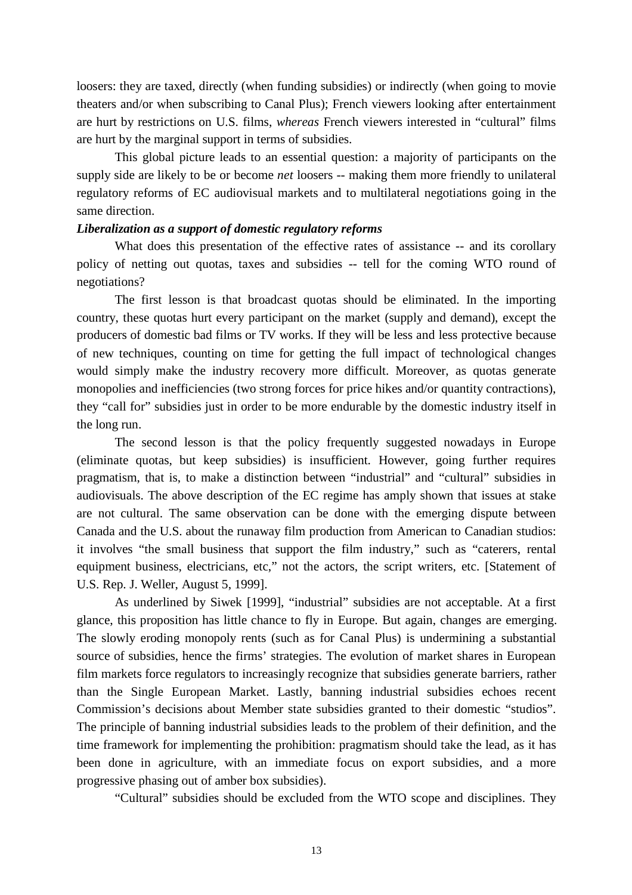loosers: they are taxed, directly (when funding subsidies) or indirectly (when going to movie theaters and/or when subscribing to Canal Plus); French viewers looking after entertainment are hurt by restrictions on U.S. films, *whereas* French viewers interested in "cultural" films are hurt by the marginal support in terms of subsidies.

This global picture leads to an essential question: a majority of participants on the supply side are likely to be or become *net* loosers -- making them more friendly to unilateral regulatory reforms of EC audiovisual markets and to multilateral negotiations going in the same direction.

***Liberalization as a support of domestic regulatory reforms***

What does this presentation of the effective rates of assistance -- and its corollary policy of netting out quotas, taxes and subsidies -- tell for the coming WTO round of negotiations?

The first lesson is that broadcast quotas should be eliminated. In the importing country, these quotas hurt every participant on the market (supply and demand), except the producers of domestic bad films or TV works. If they will be less and less protective because of new techniques, counting on time for getting the full impact of technological changes would simply make the industry recovery more difficult. Moreover, as quotas generate monopolies and inefficiencies (two strong forces for price hikes and/or quantity contractions), they "call for" subsidies just in order to be more endurable by the domestic industry itself in the long run.

The second lesson is that the policy frequently suggested nowadays in Europe (eliminate quotas, but keep subsidies) is insufficient. However, going further requires pragmatism, that is, to make a distinction between "industrial" and "cultural" subsidies in audiovisuals. The above description of the EC regime has amply shown that issues at stake are not cultural. The same observation can be done with the emerging dispute between Canada and the U.S. about the runaway film production from American to Canadian studios: it involves "the small business that support the film industry," such as "caterers, rental equipment business, electricians, etc," not the actors, the script writers, etc. [Statement of U.S. Rep. J. Weller, August 5, 1999].

As underlined by Siwek [1999], "industrial" subsidies are not acceptable. At a first glance, this proposition has little chance to fly in Europe. But again, changes are emerging. The slowly eroding monopoly rents (such as for Canal Plus) is undermining a substantial source of subsidies, hence the firms' strategies. The evolution of market shares in European film markets force regulators to increasingly recognize that subsidies generate barriers, rather than the Single European Market. Lastly, banning industrial subsidies echoes recent Commission's decisions about Member state subsidies granted to their domestic "studios". The principle of banning industrial subsidies leads to the problem of their definition, and the time framework for implementing the prohibition: pragmatism should take the lead, as it has been done in agriculture, with an immediate focus on export subsidies, and a more progressive phasing out of amber box subsidies).

"Cultural" subsidies should be excluded from the WTO scope and disciplines. They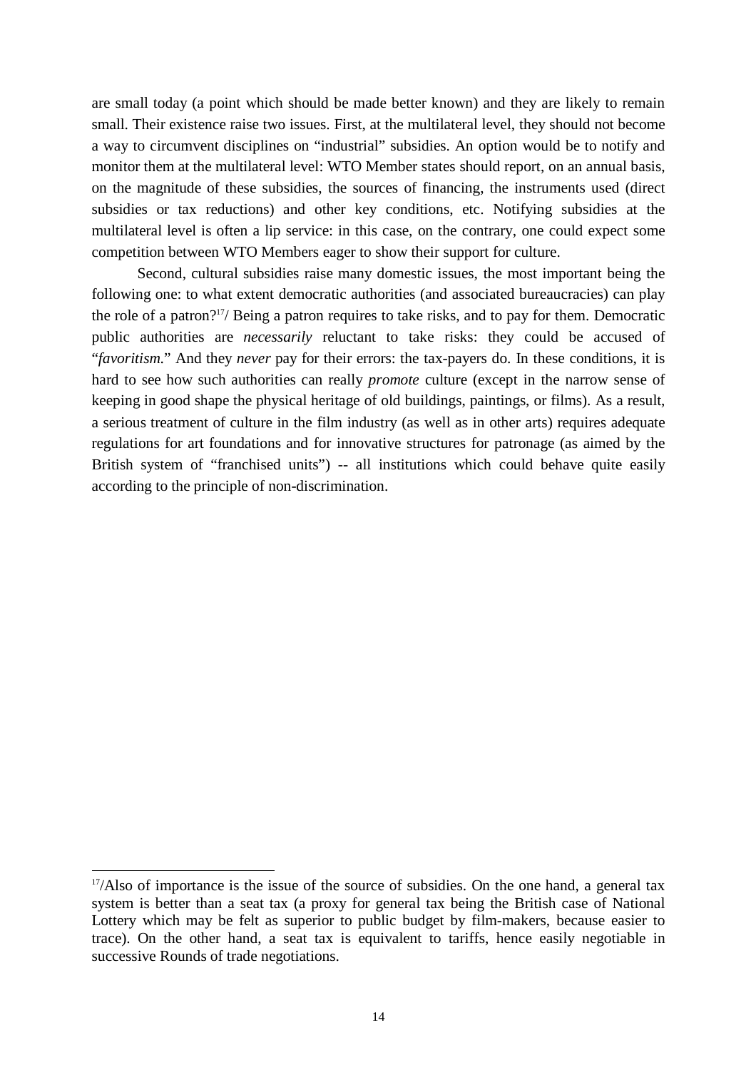are small today (a point which should be made better known) and they are likely to remain small. Their existence raise two issues. First, at the multilateral level, they should not become a way to circumvent disciplines on "industrial" subsidies. An option would be to notify and monitor them at the multilateral level: WTO Member states should report, on an annual basis, on the magnitude of these subsidies, the sources of financing, the instruments used (direct subsidies or tax reductions) and other key conditions, etc. Notifying subsidies at the multilateral level is often a lip service: in this case, on the contrary, one could expect some competition between WTO Members eager to show their support for culture.

Second, cultural subsidies raise many domestic issues, the most important being the following one: to what extent democratic authorities (and associated bureaucracies) can play the role of a patron?[17]/ Being a patron requires to take risks, and to pay for them. Democratic public authorities are *necessarily* reluctant to take risks: they could be accused of "*favoritism*." And they *never* pay for their errors: the tax-payers do. In these conditions, it is hard to see how such authorities can really *promote* culture (except in the narrow sense of keeping in good shape the physical heritage of old buildings, paintings, or films). As a result, a serious treatment of culture in the film industry (as well as in other arts) requires adequate regulations for art foundations and for innovative structures for patronage (as aimed by the British system of "franchised units") -- all institutions which could behave quite easily according to the principle of non-discrimination.

---

[17]/Also of importance is the issue of the source of subsidies. On the one hand, a general tax system is better than a seat tax (a proxy for general tax being the British case of National Lottery which may be felt as superior to public budget by film-makers, because easier to trace). On the other hand, a seat tax is equivalent to tariffs, hence easily negotiable in successive Rounds of trade negotiations.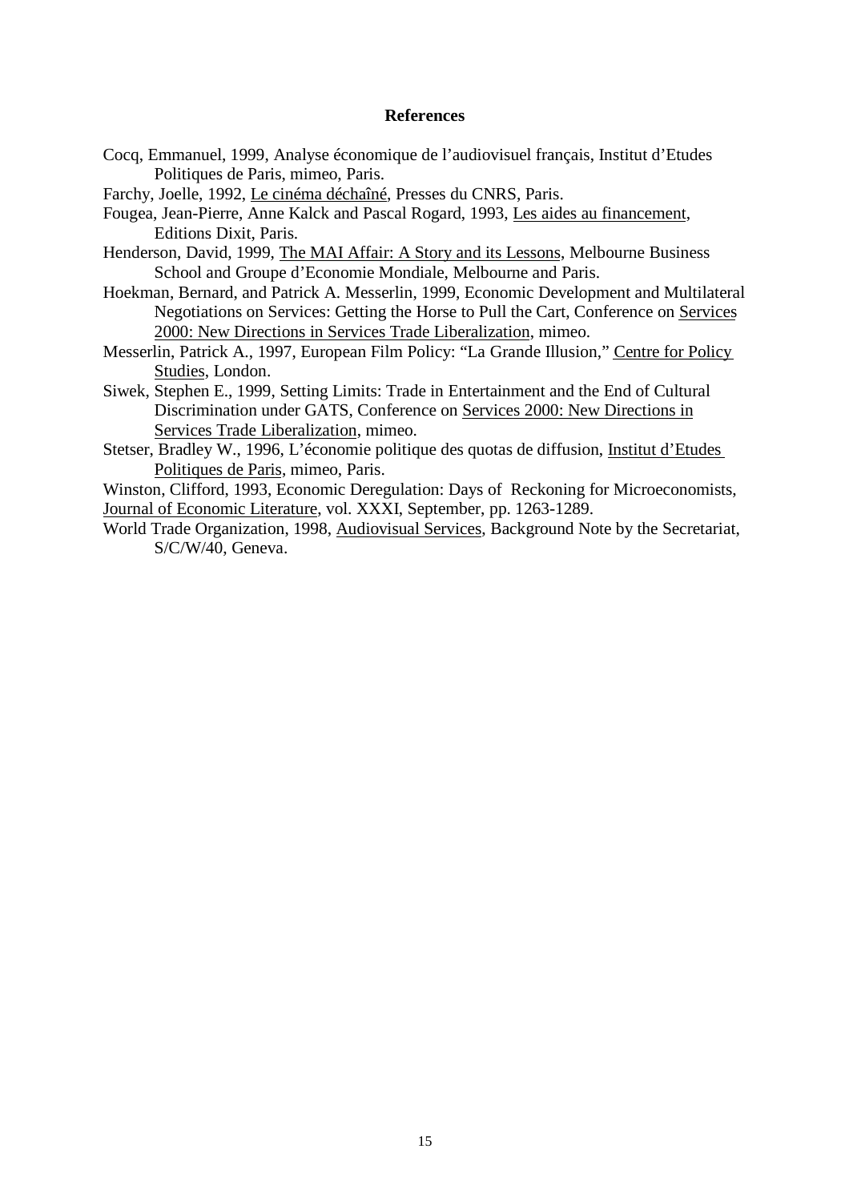## References

Cocq, Emmanuel, 1999, Analyse économique de l'audiovisuel français, Institut d'Etudes Politiques de Paris, mimeo, Paris.

Farchy, Joelle, 1992, Le cinéma déchaîné, Presses du CNRS, Paris.

Fougea, Jean-Pierre, Anne Kalck and Pascal Rogard, 1993, Les aides au financement, Editions Dixit, Paris.

Henderson, David, 1999, The MAI Affair: A Story and its Lessons, Melbourne Business School and Groupe d'Economie Mondiale, Melbourne and Paris.

Hoekman, Bernard, and Patrick A. Messerlin, 1999, Economic Development and Multilateral Negotiations on Services: Getting the Horse to Pull the Cart, Conference on Services 2000: New Directions in Services Trade Liberalization, mimeo.

Messerlin, Patrick A., 1997, European Film Policy: "La Grande Illusion," Centre for Policy Studies, London.

Siwek, Stephen E., 1999, Setting Limits: Trade in Entertainment and the End of Cultural Discrimination under GATS, Conference on Services 2000: New Directions in Services Trade Liberalization, mimeo.

Stetser, Bradley W., 1996, L'économie politique des quotas de diffusion, Institut d'Etudes Politiques de Paris, mimeo, Paris.

Winston, Clifford, 1993, Economic Deregulation: Days of Reckoning for Microeconomists, Journal of Economic Literature, vol. XXXI, September, pp. 1263-1289.

World Trade Organization, 1998, Audiovisual Services, Background Note by the Secretariat, S/C/W/40, Geneva.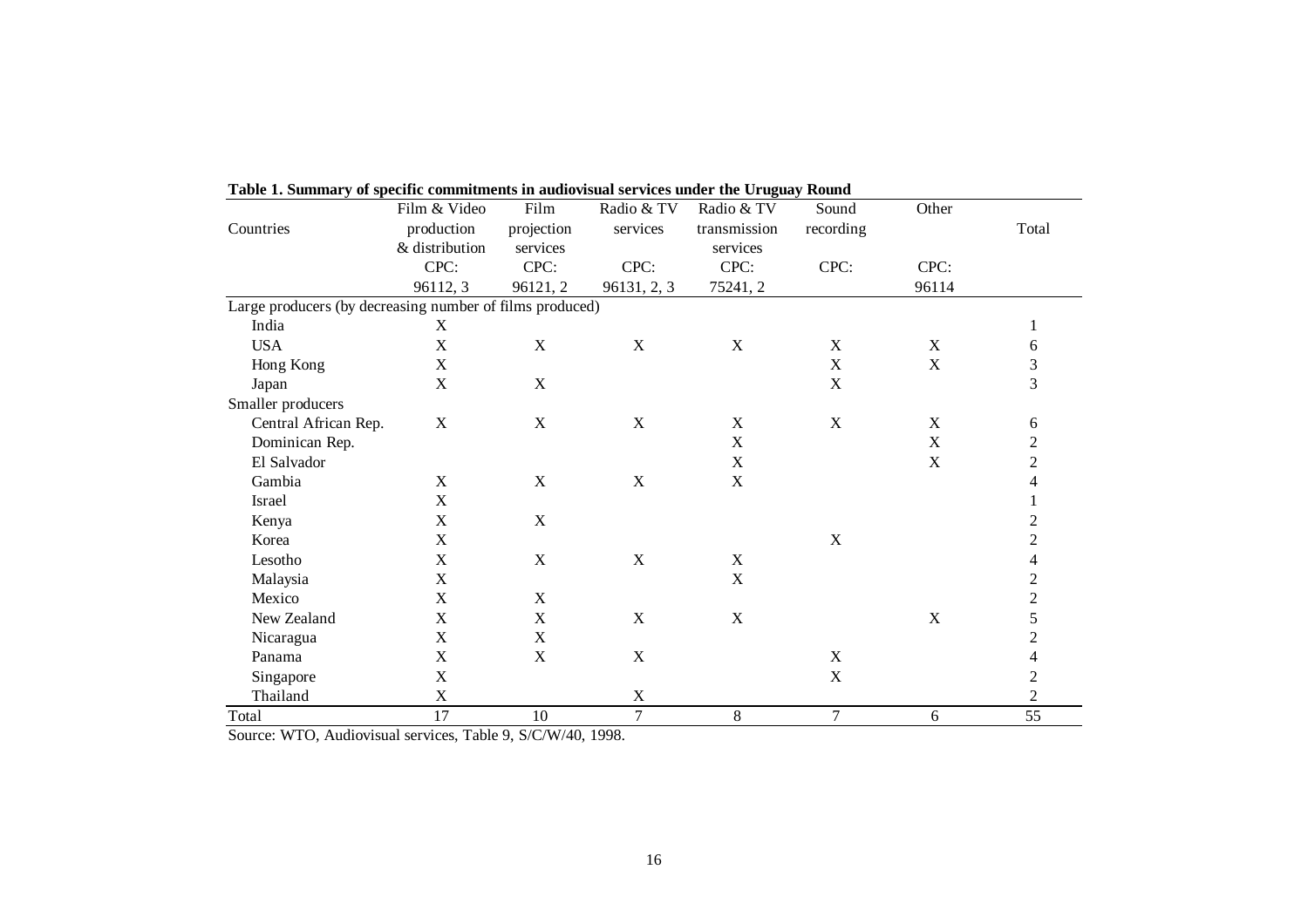**Table 1. Summary of specific commitments in audiovisual services under the Uruguay Round**

| Countries | Film & Video production & distribution | Film projection services | Radio & TV services | Radio & TV transmission services | Sound recording | Other | Total |
|---|---|---|---|---|---|---|---|
| | CPC: 96112, 3 | CPC: 96121, 2 | CPC: 96131, 2, 3 | CPC: 75241, 2 | CPC: | CPC: 96114 | |
| Large producers (by decreasing number of films produced) | | | | | | | |
| India | X | | | | | | 1 |
| USA | X | X | X | X | X | X | 6 |
| Hong Kong | X | | | | X | X | 3 |
| Japan | X | X | | | X | | 3 |
| Smaller producers | | | | | | | |
| Central African Rep. | X | X | X | X | X | X | 6 |
| Dominican Rep. | | | | X | | X | 2 |
| El Salvador | | | | X | | X | 2 |
| Gambia | X | X | X | X | | | 4 |
| Israel | X | | | | | | 1 |
| Kenya | X | X | | | | | 2 |
| Korea | X | | | | X | | 2 |
| Lesotho | X | X | X | X | | | 4 |
| Malaysia | X | | | X | | | 2 |
| Mexico | X | X | | | | | 2 |
| New Zealand | X | X | X | X | | X | 5 |
| Nicaragua | X | X | | | | | 2 |
| Panama | X | X | X | | X | | 4 |
| Singapore | X | | | | X | | 2 |
| Thailand | X | | X | | | | 2 |
| Total | 17 | 10 | 7 | 8 | 7 | 6 | 55 |

Source: WTO, Audiovisual services, Table 9, S/C/W/40, 1998.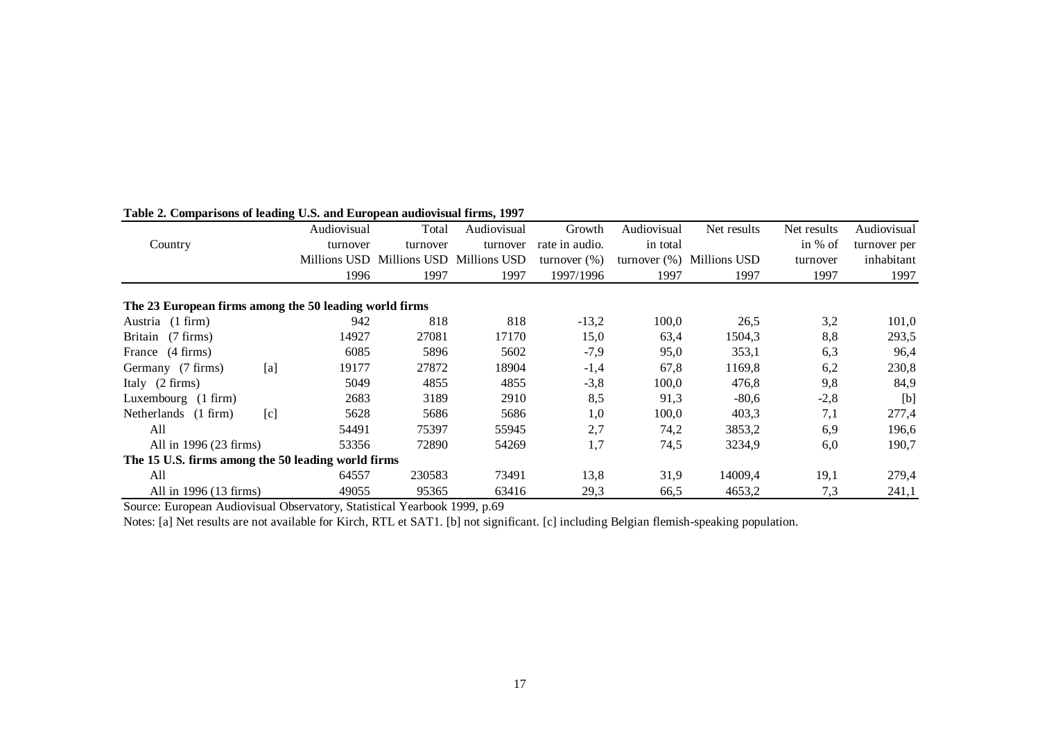**Table 2. Comparisons of leading U.S. and European audiovisual firms, 1997**

| Country | | Audiovisual turnover Millions USD 1996 | Total turnover Millions USD 1997 | Audiovisual turnover Millions USD 1997 | Growth rate in audio. turnover (%) 1997/1996 | Audiovisual in total turnover (%) 1997 | Net results Millions USD 1997 | Net results in % of turnover 1997 | Audiovisual turnover per inhabitant 1997 |
|---|---|---|---|---|---|---|---|---|---|
| **The 23 European firms among the 50 leading world firms** | | | | | | | | | |
| Austria (1 firm) | | 942 | 818 | 818 | -13,2 | 100,0 | 26,5 | 3,2 | 101,0 |
| Britain (7 firms) | | 14927 | 27081 | 17170 | 15,0 | 63,4 | 1504,3 | 8,8 | 293,5 |
| France (4 firms) | | 6085 | 5896 | 5602 | -7,9 | 95,0 | 353,1 | 6,3 | 96,4 |
| Germany (7 firms) | [a] | 19177 | 27872 | 18904 | -1,4 | 67,8 | 1169,8 | 6,2 | 230,8 |
| Italy (2 firms) | | 5049 | 4855 | 4855 | -3,8 | 100,0 | 476,8 | 9,8 | 84,9 |
| Luxembourg (1 firm) | | 2683 | 3189 | 2910 | 8,5 | 91,3 | -80,6 | -2,8 | [b] |
| Netherlands (1 firm) | [c] | 5628 | 5686 | 5686 | 1,0 | 100,0 | 403,3 | 7,1 | 277,4 |
| All | | 54491 | 75397 | 55945 | 2,7 | 74,2 | 3853,2 | 6,9 | 196,6 |
| All in 1996 (23 firms) | | 53356 | 72890 | 54269 | 1,7 | 74,5 | 3234,9 | 6,0 | 190,7 |
| **The 15 U.S. firms among the 50 leading world firms** | | | | | | | | | |
| All | | 64557 | 230583 | 73491 | 13,8 | 31,9 | 14009,4 | 19,1 | 279,4 |
| All in 1996 (13 firms) | | 49055 | 95365 | 63416 | 29,3 | 66,5 | 4653,2 | 7,3 | 241,1 |

Source: European Audiovisual Observatory, Statistical Yearbook 1999, p.69

Notes: [a] Net results are not available for Kirch, RTL et SAT1. [b] not significant. [c] including Belgian flemish-speaking population.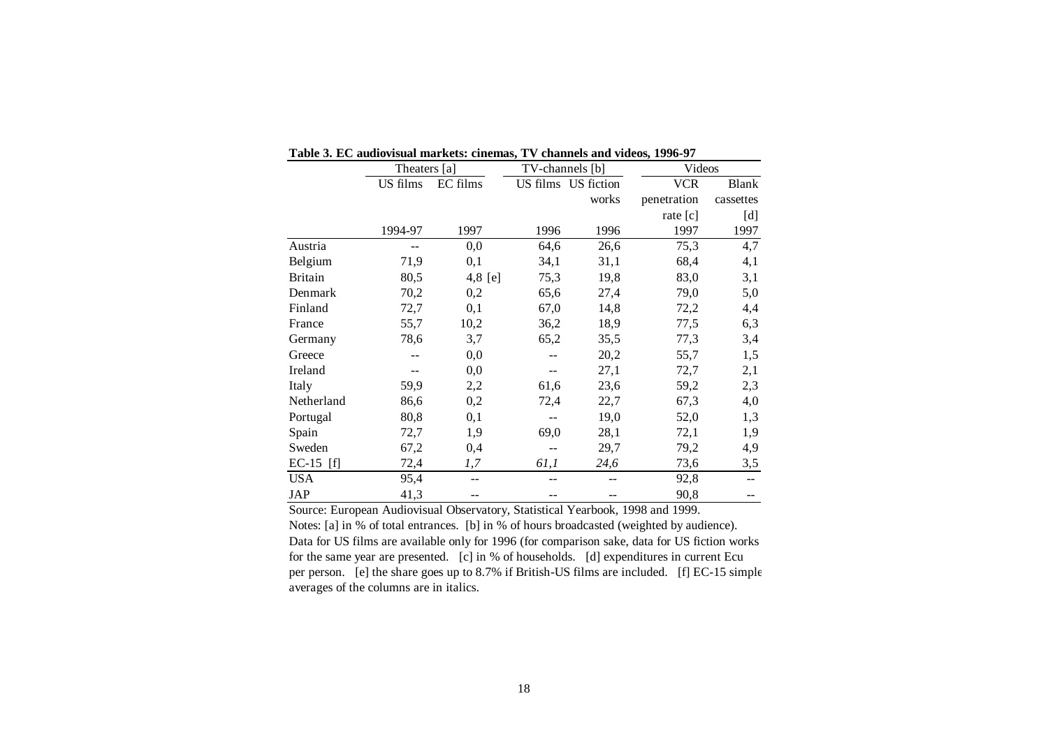**Table 3. EC audiovisual markets: cinemas, TV channels and videos, 1996-97**

| | Theaters [a] | | TV-channels [b] | | Videos | |
|---|---|---|---|---|---|---|
| | US films | EC films | US films | US fiction works | VCR penetration rate [c] | Blank cassettes [d] |
| | 1994-97 | 1997 | 1996 | 1996 | 1997 | 1997 |
| Austria | -- | 0,0 | 64,6 | 26,6 | 75,3 | 4,7 |
| Belgium | 71,9 | 0,1 | 34,1 | 31,1 | 68,4 | 4,1 |
| Britain | 80,5 | 4,8 [e] | 75,3 | 19,8 | 83,0 | 3,1 |
| Denmark | 70,2 | 0,2 | 65,6 | 27,4 | 79,0 | 5,0 |
| Finland | 72,7 | 0,1 | 67,0 | 14,8 | 72,2 | 4,4 |
| France | 55,7 | 10,2 | 36,2 | 18,9 | 77,5 | 6,3 |
| Germany | 78,6 | 3,7 | 65,2 | 35,5 | 77,3 | 3,4 |
| Greece | -- | 0,0 | -- | 20,2 | 55,7 | 1,5 |
| Ireland | -- | 0,0 | -- | 27,1 | 72,7 | 2,1 |
| Italy | 59,9 | 2,2 | 61,6 | 23,6 | 59,2 | 2,3 |
| Netherland | 86,6 | 0,2 | 72,4 | 22,7 | 67,3 | 4,0 |
| Portugal | 80,8 | 0,1 | -- | 19,0 | 52,0 | 1,3 |
| Spain | 72,7 | 1,9 | 69,0 | 28,1 | 72,1 | 1,9 |
| Sweden | 67,2 | 0,4 | -- | 29,7 | 79,2 | 4,9 |
| EC-15 [f] | 72,4 | *1,7* | *61,1* | *24,6* | 73,6 | 3,5 |
| USA | 95,4 | -- | -- | -- | 92,8 | -- |
| JAP | 41,3 | -- | -- | -- | 90,8 | -- |

Source: European Audiovisual Observatory, Statistical Yearbook, 1998 and 1999.

Notes: [a] in % of total entrances. [b] in % of hours broadcasted (weighted by audience). Data for US films are available only for 1996 (for comparison sake, data for US fiction works for the same year are presented. [c] in % of households. [d] expenditures in current Ecu per person. [e] the share goes up to 8.7% if British-US films are included. [f] EC-15 simple averages of the columns are in italics.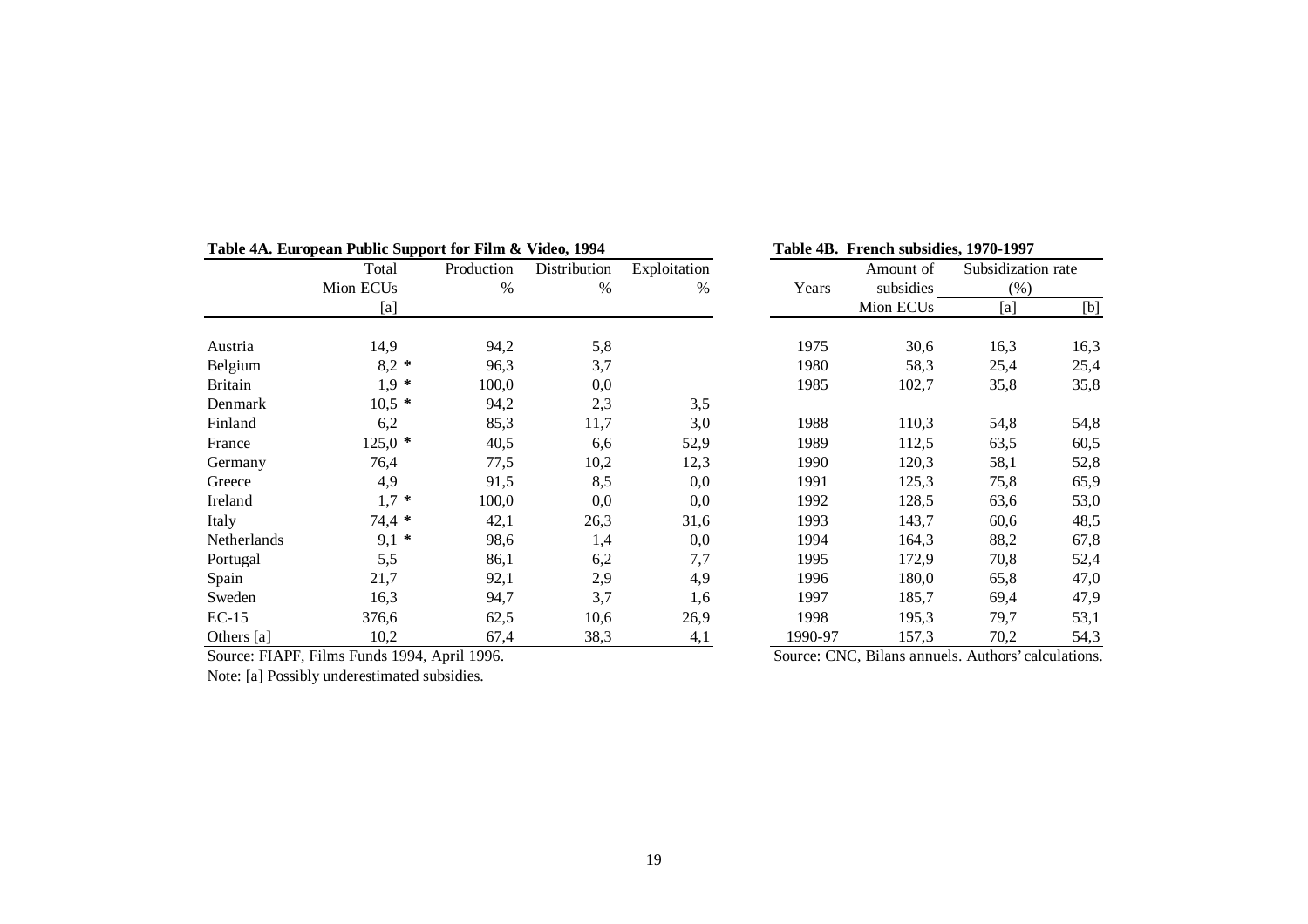**Table 4A. European Public Support for Film & Video, 1994**

| | Total Mion ECUs [a] | Production % | Distribution % | Exploitation % |
|---|---|---|---|---|
| Austria | 14,9 | 94,2 | 5,8 | |
| Belgium | 8,2 * | 96,3 | 3,7 | |
| Britain | 1,9 * | 100,0 | 0,0 | |
| Denmark | 10,5 * | 94,2 | 2,3 | 3,5 |
| Finland | 6,2 | 85,3 | 11,7 | 3,0 |
| France | 125,0 * | 40,5 | 6,6 | 52,9 |
| Germany | 76,4 | 77,5 | 10,2 | 12,3 |
| Greece | 4,9 | 91,5 | 8,5 | 0,0 |
| Ireland | 1,7 * | 100,0 | 0,0 | 0,0 |
| Italy | 74,4 * | 42,1 | 26,3 | 31,6 |
| Netherlands | 9,1 * | 98,6 | 1,4 | 0,0 |
| Portugal | 5,5 | 86,1 | 6,2 | 7,7 |
| Spain | 21,7 | 92,1 | 2,9 | 4,9 |
| Sweden | 16,3 | 94,7 | 3,7 | 1,6 |
| EC-15 | 376,6 | 62,5 | 10,6 | 26,9 |
| Others [a] | 10,2 | 67,4 | 38,3 | 4,1 |

Source: FIAPF, Films Funds 1994, April 1996.

Note: [a] Possibly underestimated subsidies.

**Table 4B. French subsidies, 1970-1997**

| Years | Amount of subsidies Mion ECUs | Subsidization rate (%) [a] | [b] |
|---|---|---|---|
| 1975 | 30,6 | 16,3 | 16,3 |
| 1980 | 58,3 | 25,4 | 25,4 |
| 1985 | 102,7 | 35,8 | 35,8 |
| 1988 | 110,3 | 54,8 | 54,8 |
| 1989 | 112,5 | 63,5 | 60,5 |
| 1990 | 120,3 | 58,1 | 52,8 |
| 1991 | 125,3 | 75,8 | 65,9 |
| 1992 | 128,5 | 63,6 | 53,0 |
| 1993 | 143,7 | 60,6 | 48,5 |
| 1994 | 164,3 | 88,2 | 67,8 |
| 1995 | 172,9 | 70,8 | 52,4 |
| 1996 | 180,0 | 65,8 | 47,0 |
| 1997 | 185,7 | 69,4 | 47,9 |
| 1998 | 195,3 | 79,7 | 53,1 |
| 1990-97 | 157,3 | 70,2 | 54,3 |

Source: CNC, Bilans annuels. Authors' calculations.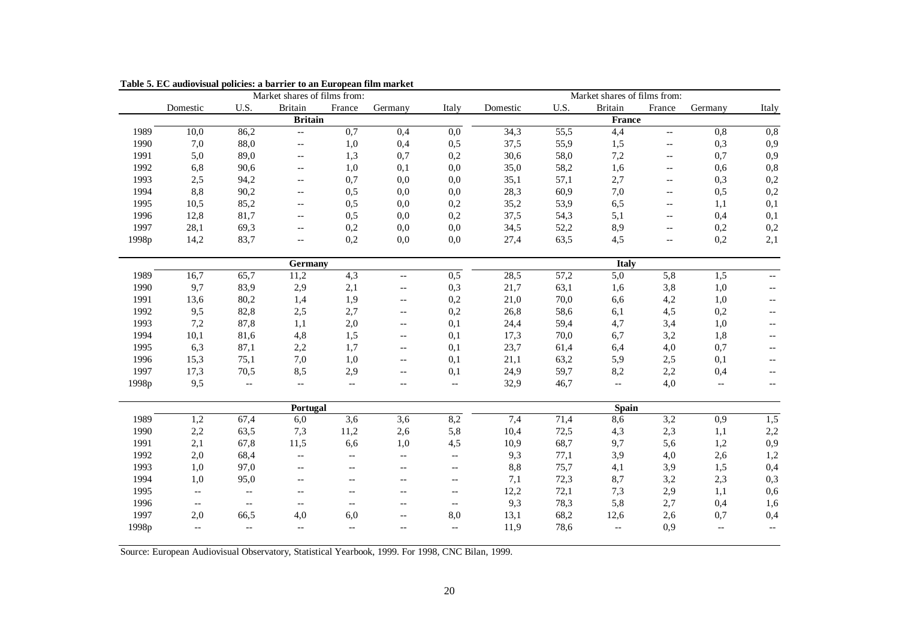**Table 5. EC audiovisual policies: a barrier to an European film market**

| | Market shares of films from: | | | | | | Market shares of films from: | | | | | |
|---|---|---|---|---|---|---|---|---|---|---|---|---|
| | Domestic | U.S. | Britain | France | Germany | Italy | Domestic | U.S. | Britain | France | Germany | Italy |
| | **Britain** | | | | | | **France** | | | | | |
| 1989 | 10,0 | 86,2 | -- | 0,7 | 0,4 | 0,0 | 34,3 | 55,5 | 4,4 | -- | 0,8 | 0,8 |
| 1990 | 7,0 | 88,0 | -- | 1,0 | 0,4 | 0,5 | 37,5 | 55,9 | 1,5 | -- | 0,3 | 0,9 |
| 1991 | 5,0 | 89,0 | -- | 1,3 | 0,7 | 0,2 | 30,6 | 58,0 | 7,2 | -- | 0,7 | 0,9 |
| 1992 | 6,8 | 90,6 | -- | 1,0 | 0,1 | 0,0 | 35,0 | 58,2 | 1,6 | -- | 0,6 | 0,8 |
| 1993 | 2,5 | 94,2 | -- | 0,7 | 0,0 | 0,0 | 35,1 | 57,1 | 2,7 | -- | 0,3 | 0,2 |
| 1994 | 8,8 | 90,2 | -- | 0,5 | 0,0 | 0,0 | 28,3 | 60,9 | 7,0 | -- | 0,5 | 0,2 |
| 1995 | 10,5 | 85,2 | -- | 0,5 | 0,0 | 0,2 | 35,2 | 53,9 | 6,5 | -- | 1,1 | 0,1 |
| 1996 | 12,8 | 81,7 | -- | 0,5 | 0,0 | 0,2 | 37,5 | 54,3 | 5,1 | -- | 0,4 | 0,1 |
| 1997 | 28,1 | 69,3 | -- | 0,2 | 0,0 | 0,0 | 34,5 | 52,2 | 8,9 | -- | 0,2 | 0,2 |
| 1998p | 14,2 | 83,7 | -- | 0,2 | 0,0 | 0,0 | 27,4 | 63,5 | 4,5 | -- | 0,2 | 2,1 |
| | **Germany** | | | | | | **Italy** | | | | | |
| 1989 | 16,7 | 65,7 | 11,2 | 4,3 | -- | 0,5 | 28,5 | 57,2 | 5,0 | 5,8 | 1,5 | -- |
| 1990 | 9,7 | 83,9 | 2,9 | 2,1 | -- | 0,3 | 21,7 | 63,1 | 1,6 | 3,8 | 1,0 | -- |
| 1991 | 13,6 | 80,2 | 1,4 | 1,9 | -- | 0,2 | 21,0 | 70,0 | 6,6 | 4,2 | 1,0 | -- |
| 1992 | 9,5 | 82,8 | 2,5 | 2,7 | -- | 0,2 | 26,8 | 58,6 | 6,1 | 4,5 | 0,2 | -- |
| 1993 | 7,2 | 87,8 | 1,1 | 2,0 | -- | 0,1 | 24,4 | 59,4 | 4,7 | 3,4 | 1,0 | -- |
| 1994 | 10,1 | 81,6 | 4,8 | 1,5 | -- | 0,1 | 17,3 | 70,0 | 6,7 | 3,2 | 1,8 | -- |
| 1995 | 6,3 | 87,1 | 2,2 | 1,7 | -- | 0,1 | 23,7 | 61,4 | 6,4 | 4,0 | 0,7 | -- |
| 1996 | 15,3 | 75,1 | 7,0 | 1,0 | -- | 0,1 | 21,1 | 63,2 | 5,9 | 2,5 | 0,1 | -- |
| 1997 | 17,3 | 70,5 | 8,5 | 2,9 | -- | 0,1 | 24,9 | 59,7 | 8,2 | 2,2 | 0,4 | -- |
| 1998p | 9,5 | -- | -- | -- | -- | -- | 32,9 | 46,7 | -- | 4,0 | -- | -- |
| | **Portugal** | | | | | | **Spain** | | | | | |
| 1989 | 1,2 | 67,4 | 6,0 | 3,6 | 3,6 | 8,2 | 7,4 | 71,4 | 8,6 | 3,2 | 0,9 | 1,5 |
| 1990 | 2,2 | 63,5 | 7,3 | 11,2 | 2,6 | 5,8 | 10,4 | 72,5 | 4,3 | 2,3 | 1,1 | 2,2 |
| 1991 | 2,1 | 67,8 | 11,5 | 6,6 | 1,0 | 4,5 | 10,9 | 68,7 | 9,7 | 5,6 | 1,2 | 0,9 |
| 1992 | 2,0 | 68,4 | -- | -- | -- | -- | 9,3 | 77,1 | 3,9 | 4,0 | 2,6 | 1,2 |
| 1993 | 1,0 | 97,0 | -- | -- | -- | -- | 8,8 | 75,7 | 4,1 | 3,9 | 1,5 | 0,4 |
| 1994 | 1,0 | 95,0 | -- | -- | -- | -- | 7,1 | 72,3 | 8,7 | 3,2 | 2,3 | 0,3 |
| 1995 | -- | -- | -- | -- | -- | -- | 12,2 | 72,1 | 7,3 | 2,9 | 1,1 | 0,6 |
| 1996 | -- | -- | -- | -- | -- | -- | 9,3 | 78,3 | 5,8 | 2,7 | 0,4 | 1,6 |
| 1997 | 2,0 | 66,5 | 4,0 | 6,0 | -- | 8,0 | 13,1 | 68,2 | 12,6 | 2,6 | 0,7 | 0,4 |
| 1998p | -- | -- | -- | -- | -- | -- | 11,9 | 78,6 | -- | 0,9 | -- | -- |

Source: European Audiovisual Observatory, Statistical Yearbook, 1999. For 1998, CNC Bilan, 1999.